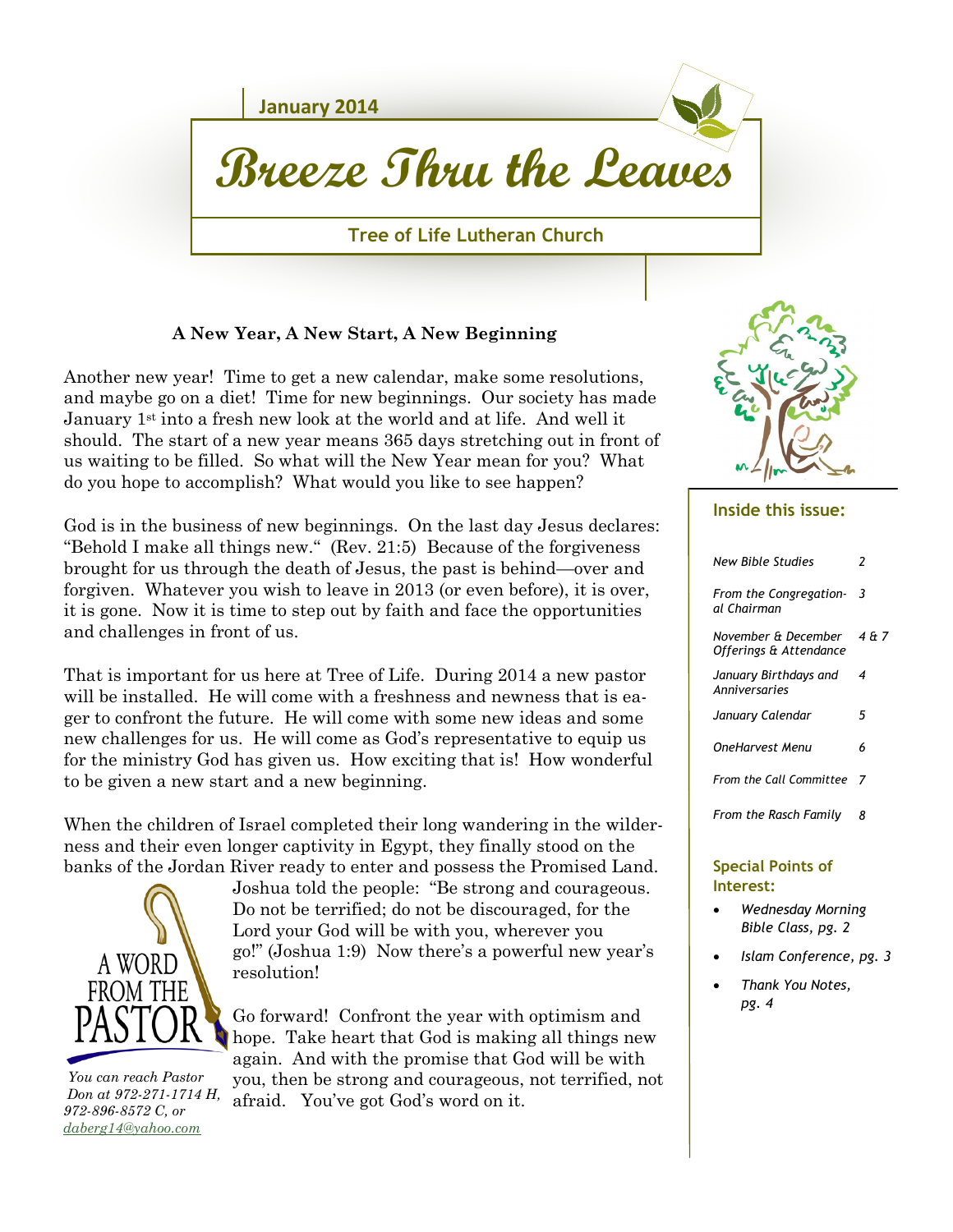January 2014

# Breeze Thru the Leaves

**Tree of Life Lutheran Church**

### A New Year, A New Start, A New Beginning

Another new year! Time to get a new calendar, make some resolutions, and maybe go on a diet! Time for new beginnings. Our society has made January 1st into a fresh new look at the world and at life. And well it should. The start of a new year means 365 days stretching out in front of us waiting to be filled. So what will the New Year mean for you? What do you hope to accomplish? What would you like to see happen?

God is in the business of new beginnings. On the last day Jesus declares: "Behold I make all things new." (Rev. 21:5) Because of the forgiveness brought for us through the death of Jesus, the past is behind—over and forgiven. Whatever you wish to leave in 2013 (or even before), it is over, it is gone. Now it is time to step out by faith and face the opportunities and challenges in front of us.

That is important for us here at Tree of Life. During 2014 a new pastor will be installed. He will come with a freshness and newness that is eager to confront the future. He will come with some new ideas and some new challenges for us. He will come as God's representative to equip us for the ministry God has given us. How exciting that is! How wonderful to be given a new start and a new beginning.

When the children of Israel completed their long wandering in the wilderness and their even longer captivity in Egypt, they finally stood on the banks of the Jordan River ready to enter and possess the Promised Land. Joshua told the people: "Be strong and courageous. Do not be terrified; do not be discouraged, for the Lord your God will be with you, wherever you go!" (Joshua 1:9) Now there's a powerful new year's resolution!

Go forward! Confront the year with optimism and hope. Take heart that God is making all things new again. And with the promise that God will be with you, then be strong and courageous, not terrified, not afraid. You've got God's word on it.

A WORD FROM THE PASTOR

*You can reach Pastor Don at 972-271-1714 H, 972-896-8572 C, or daberg14@yahoo.com*

**Inside this issue:**

| | |
|---|---|
| *New Bible Studies* | 2 |
| *From the Congregational Chairman* | 3 |
| *November & December Offerings & Attendance* | 4 & 7 |
| *January Birthdays and Anniversaries* | 4 |
| *January Calendar* | 5 |
| *OneHarvest Menu* | 6 |
| *From the Call Committee* | 7 |
| *From the Rasch Family* | 8 |

**Special Points of Interest:**

- *Wednesday Morning Bible Class, pg. 2*
- *Islam Conference, pg. 3*
- *Thank You Notes, pg. 4*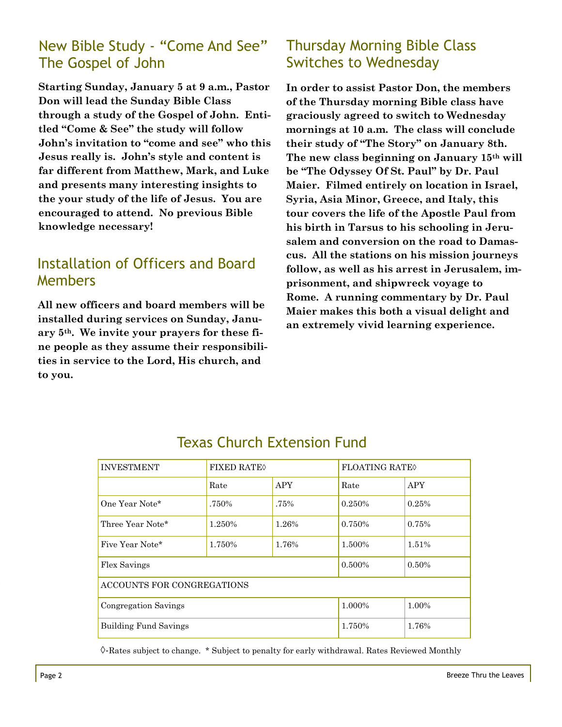## New Bible Study - "Come And See" The Gospel of John

**Starting Sunday, January 5 at 9 a.m., Pastor Don will lead the Sunday Bible Class through a study of the Gospel of John. Entitled "Come & See" the study will follow John's invitation to "come and see" who this Jesus really is. John's style and content is far different from Matthew, Mark, and Luke and presents many interesting insights to the your study of the life of Jesus. You are encouraged to attend. No previous Bible knowledge necessary!**

## Installation of Officers and Board Members

**All new officers and board members will be installed during services on Sunday, January 5th. We invite your prayers for these fine people as they assume their responsibilities in service to the Lord, His church, and to you.**

## Thursday Morning Bible Class Switches to Wednesday

**In order to assist Pastor Don, the members of the Thursday morning Bible class have graciously agreed to switch to Wednesday mornings at 10 a.m. The class will conclude their study of "The Story" on January 8th. The new class beginning on January 15th will be "The Odyssey Of St. Paul" by Dr. Paul Maier. Filmed entirely on location in Israel, Syria, Asia Minor, Greece, and Italy, this tour covers the life of the Apostle Paul from his birth in Tarsus to his schooling in Jerusalem and conversion on the road to Damascus. All the stations on his mission journeys follow, as well as his arrest in Jerusalem, imprisonment, and shipwreck voyage to Rome. A running commentary by Dr. Paul Maier makes this both a visual delight and an extremely vivid learning experience.**

## Texas Church Extension Fund

| INVESTMENT | FIXED RATE◊ | | FLOATING RATE◊ | |
|---|---|---|---|---|
| | Rate | APY | Rate | APY |
| One Year Note* | .750% | .75% | 0.250% | 0.25% |
| Three Year Note* | 1.250% | 1.26% | 0.750% | 0.75% |
| Five Year Note* | 1.750% | 1.76% | 1.500% | 1.51% |
| Flex Savings | | | 0.500% | 0.50% |
| ACCOUNTS FOR CONGREGATIONS | | | | |
| Congregation Savings | | | 1.000% | 1.00% |
| Building Fund Savings | | | 1.750% | 1.76% |

◊-Rates subject to change. * Subject to penalty for early withdrawal. Rates Reviewed Monthly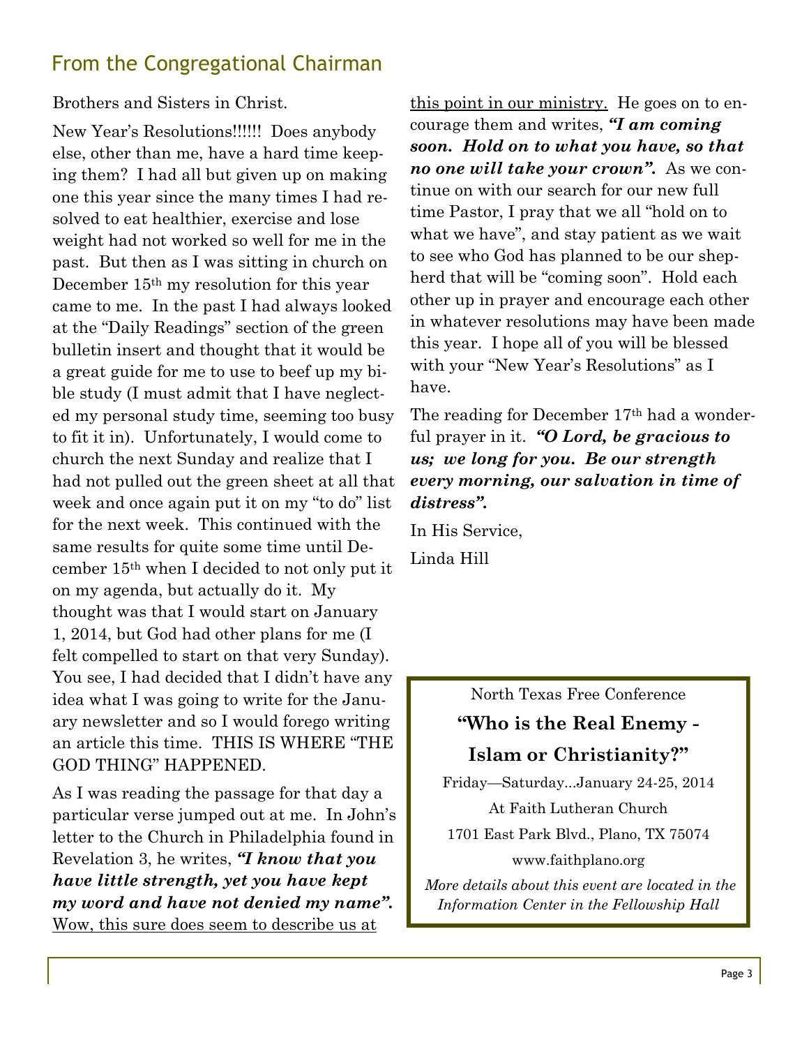## From the Congregational Chairman

Brothers and Sisters in Christ.

New Year's Resolutions!!!!!! Does anybody else, other than me, have a hard time keeping them? I had all but given up on making one this year since the many times I had resolved to eat healthier, exercise and lose weight had not worked so well for me in the past. But then as I was sitting in church on December 15th my resolution for this year came to me. In the past I had always looked at the "Daily Readings" section of the green bulletin insert and thought that it would be a great guide for me to use to beef up my bible study (I must admit that I have neglected my personal study time, seeming too busy to fit it in). Unfortunately, I would come to church the next Sunday and realize that I had not pulled out the green sheet at all that week and once again put it on my "to do" list for the next week. This continued with the same results for quite some time until December 15th when I decided to not only put it on my agenda, but actually do it. My thought was that I would start on January 1, 2014, but God had other plans for me (I felt compelled to start on that very Sunday). You see, I had decided that I didn't have any idea what I was going to write for the January newsletter and so I would forego writing an article this time. THIS IS WHERE "THE GOD THING" HAPPENED.

As I was reading the passage for that day a particular verse jumped out at me. In John's letter to the Church in Philadelphia found in Revelation 3, he writes, ***"I know that you have little strength, yet you have kept my word and have not denied my name".*** <u>Wow, this sure does seem to describe us at this point in our ministry.</u> He goes on to encourage them and writes, ***"I am coming soon. Hold on to what you have, so that no one will take your crown".*** As we continue on with our search for our new full time Pastor, I pray that we all "hold on to what we have", and stay patient as we wait to see who God has planned to be our shepherd that will be "coming soon". Hold each other up in prayer and encourage each other in whatever resolutions may have been made this year. I hope all of you will be blessed with your "New Year's Resolutions" as I have.

The reading for December 17th had a wonderful prayer in it. ***"O Lord, be gracious to us; we long for you. Be our strength every morning, our salvation in time of distress".***

In His Service,

Linda Hill

---

North Texas Free Conference

**"Who is the Real Enemy - Islam or Christianity?"**

Friday—Saturday...January 24-25, 2014

At Faith Lutheran Church

1701 East Park Blvd., Plano, TX 75074

www.faithplano.org

*More details about this event are located in the Information Center in the Fellowship Hall*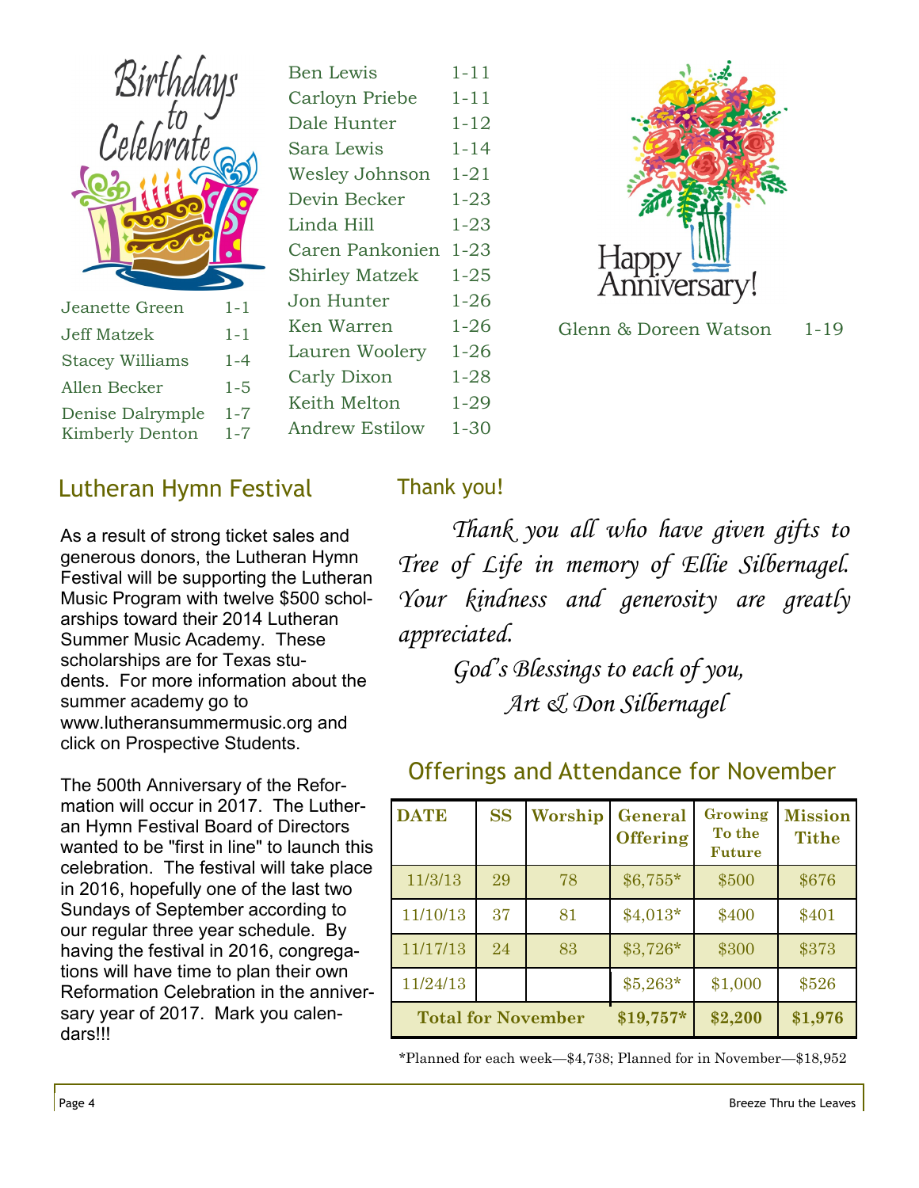## Birthdays to Celebrate

| | |
|---|---|
| Jeanette Green | 1-1 |
| Jeff Matzek | 1-1 |
| Stacey Williams | 1-4 |
| Allen Becker | 1-5 |
| Denise Dalrymple | 1-7 |
| Kimberly Denton | 1-7 |
| Ben Lewis | 1-11 |
| Carloyn Priebe | 1-11 |
| Dale Hunter | 1-12 |
| Sara Lewis | 1-14 |
| Wesley Johnson | 1-21 |
| Devin Becker | 1-23 |
| Linda Hill | 1-23 |
| Caren Pankonien | 1-23 |
| Shirley Matzek | 1-25 |
| Jon Hunter | 1-26 |
| Ken Warren | 1-26 |
| Lauren Woolery | 1-26 |
| Carly Dixon | 1-28 |
| Keith Melton | 1-29 |
| Andrew Estilow | 1-30 |

## Happy Anniversary!

Glenn & Doreen Watson 1-19

## Lutheran Hymn Festival

As a result of strong ticket sales and generous donors, the Lutheran Hymn Festival will be supporting the Lutheran Music Program with twelve $500 scholarships toward their 2014 Lutheran Summer Music Academy. These scholarships are for Texas students. For more information about the summer academy go to www.lutheransummermusic.org and click on Prospective Students.

The 500th Anniversary of the Reformation will occur in 2017. The Lutheran Hymn Festival Board of Directors wanted to be "first in line" to launch this celebration. The festival will take place in 2016, hopefully one of the last two Sundays of September according to our regular three year schedule. By having the festival in 2016, congregations will have time to plan their own Reformation Celebration in the anniversary year of 2017. Mark you calendars!!!

## Thank you!

*Thank you all who have given gifts to Tree of Life in memory of Ellie Silbernagel. Your kindness and generosity are greatly appreciated.*

*God's Blessings to each of you,*
*Art & Don Silbernagel*

## Offerings and Attendance for November

| DATE | SS | Worship | General Offering | Growing To the Future | Mission Tithe |
|---|---|---|---|---|---|
| 11/3/13 | 29 | 78 | $6,755* | $500 | $676 |
| 11/10/13 | 37 | 81 | $4,013* | $400 | $401 |
| 11/17/13 | 24 | 83 | $3,726* | $300 | $373 |
| 11/24/13 | | | $5,263* | $1,000 | $526 |
| **Total for November** | | | **$19,757*** | **$2,200** | **$1,976** |

*Planned for each week—$4,738; Planned for in November—$18,952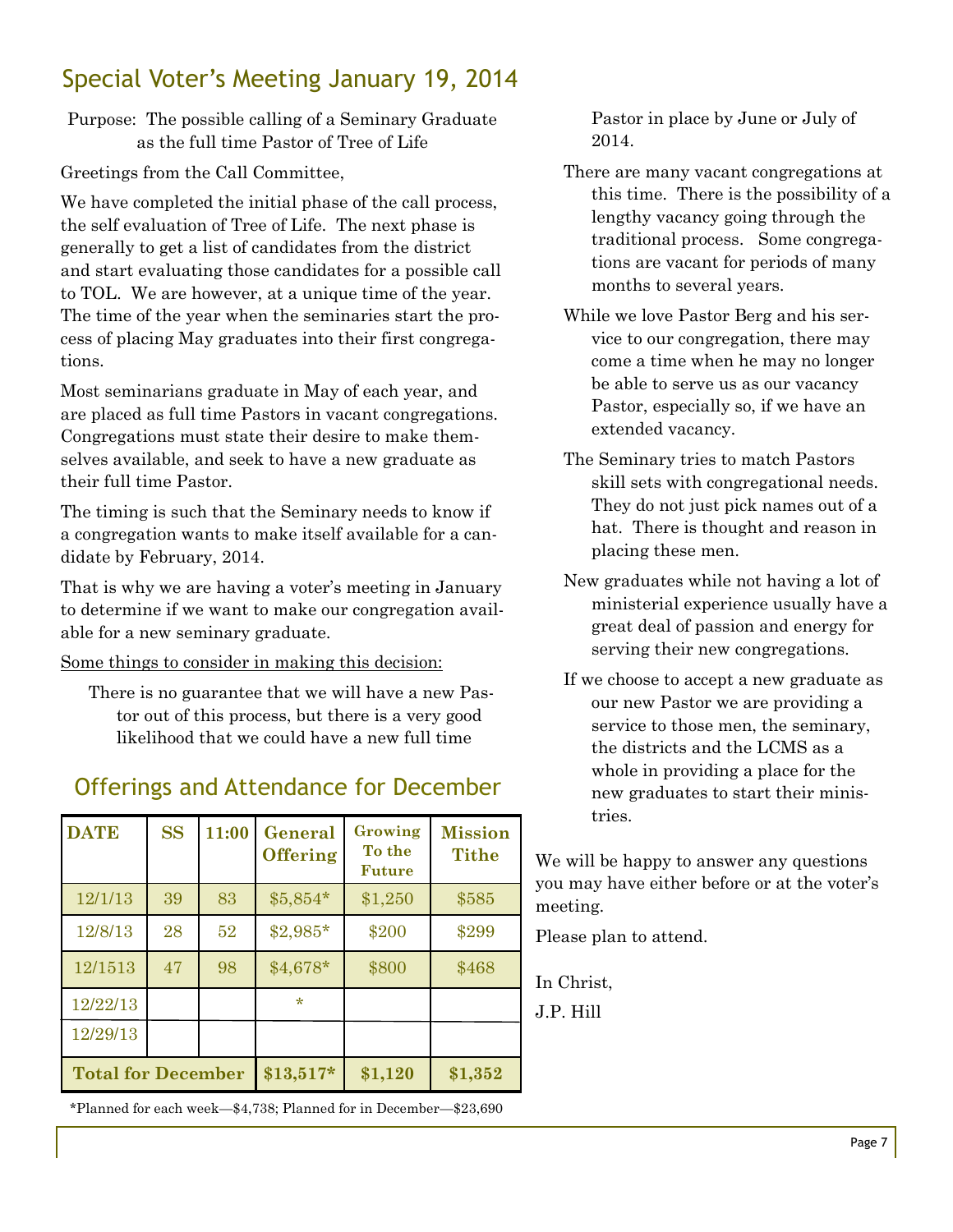## Special Voter's Meeting January 19, 2014

Purpose: The possible calling of a Seminary Graduate as the full time Pastor of Tree of Life

Greetings from the Call Committee,

We have completed the initial phase of the call process, the self evaluation of Tree of Life. The next phase is generally to get a list of candidates from the district and start evaluating those candidates for a possible call to TOL. We are however, at a unique time of the year. The time of the year when the seminaries start the process of placing May graduates into their first congregations.

Most seminarians graduate in May of each year, and are placed as full time Pastors in vacant congregations. Congregations must state their desire to make themselves available, and seek to have a new graduate as their full time Pastor.

The timing is such that the Seminary needs to know if a congregation wants to make itself available for a candidate by February, 2014.

That is why we are having a voter's meeting in January to determine if we want to make our congregation available for a new seminary graduate.

Some things to consider in making this decision:

There is no guarantee that we will have a new Pastor out of this process, but there is a very good likelihood that we could have a new full time Pastor in place by June or July of 2014.

There are many vacant congregations at this time. There is the possibility of a lengthy vacancy going through the traditional process. Some congregations are vacant for periods of many months to several years.

While we love Pastor Berg and his service to our congregation, there may come a time when he may no longer be able to serve us as our vacancy Pastor, especially so, if we have an extended vacancy.

The Seminary tries to match Pastors skill sets with congregational needs. They do not just pick names out of a hat. There is thought and reason in placing these men.

New graduates while not having a lot of ministerial experience usually have a great deal of passion and energy for serving their new congregations.

If we choose to accept a new graduate as our new Pastor we are providing a service to those men, the seminary, the districts and the LCMS as a whole in providing a place for the new graduates to start their ministries.

We will be happy to answer any questions you may have either before or at the voter's meeting.

Please plan to attend.

In Christ,

J.P. Hill

## Offerings and Attendance for December

| DATE | SS | 11:00 | General Offering | Growing To the Future | Mission Tithe |
|---|---|---|---|---|---|
| 12/1/13 | 39 | 83 | $5,854* | $1,250 | $585 |
| 12/8/13 | 28 | 52 | $2,985* | $200 | $299 |
| 12/1513 | 47 | 98 | $4,678* | $800 | $468 |
| 12/22/13 | | | * | | |
| 12/29/13 | | | | | |
| Total for December | | | $13,517* | $1,120 | $1,352 |

*Planned for each week—$4,738; Planned for in December—$23,690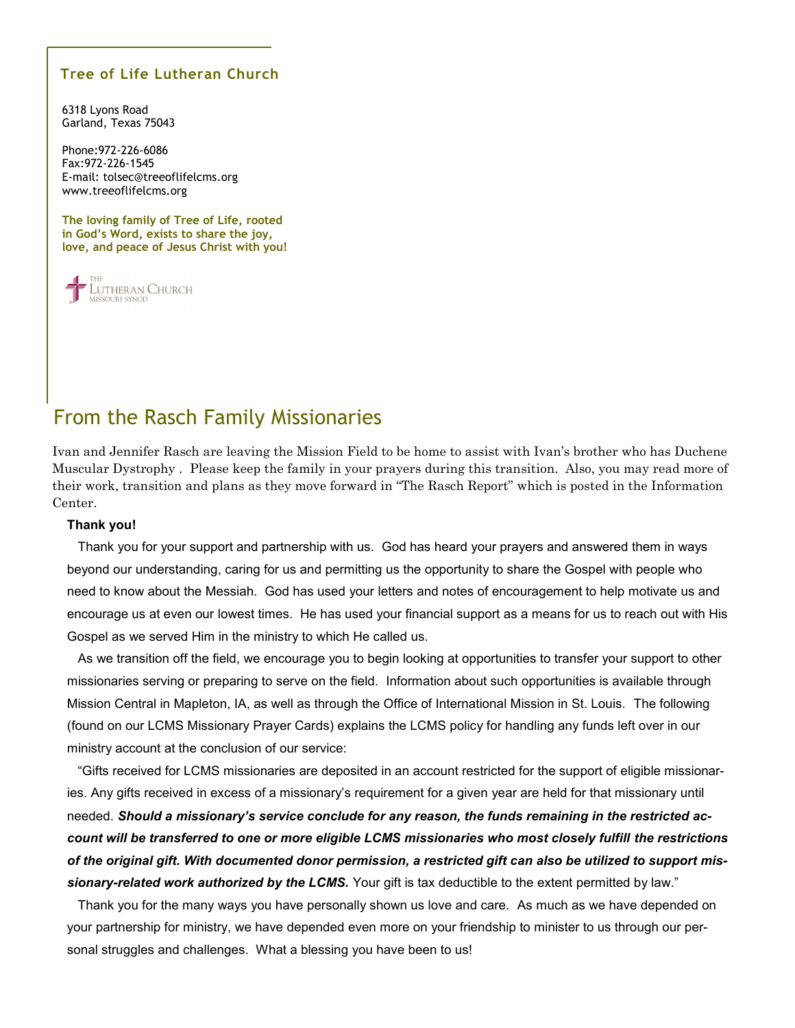**Tree of Life Lutheran Church**

6318 Lyons Road
Garland, Texas 75043

Phone:972-226-6086
Fax:972-226-1545
E-mail: tolsec@treeoflifelcms.org
www.treeoflifelcms.org

**The loving family of Tree of Life, rooted in God's Word, exists to share the joy, love, and peace of Jesus Christ with you!**

THE LUTHERAN CHURCH MISSOURI SYNOD

## From the Rasch Family Missionaries

Ivan and Jennifer Rasch are leaving the Mission Field to be home to assist with Ivan's brother who has Duchene Muscular Dystrophy . Please keep the family in your prayers during this transition. Also, you may read more of their work, transition and plans as they move forward in "The Rasch Report" which is posted in the Information Center.

**Thank you!**

Thank you for your support and partnership with us. God has heard your prayers and answered them in ways beyond our understanding, caring for us and permitting us the opportunity to share the Gospel with people who need to know about the Messiah. God has used your letters and notes of encouragement to help motivate us and encourage us at even our lowest times. He has used your financial support as a means for us to reach out with His Gospel as we served Him in the ministry to which He called us.

As we transition off the field, we encourage you to begin looking at opportunities to transfer your support to other missionaries serving or preparing to serve on the field. Information about such opportunities is available through Mission Central in Mapleton, IA, as well as through the Office of International Mission in St. Louis. The following (found on our LCMS Missionary Prayer Cards) explains the LCMS policy for handling any funds left over in our ministry account at the conclusion of our service:

"Gifts received for LCMS missionaries are deposited in an account restricted for the support of eligible missionaries. Any gifts received in excess of a missionary's requirement for a given year are held for that missionary until needed. ***Should a missionary's service conclude for any reason, the funds remaining in the restricted account will be transferred to one or more eligible LCMS missionaries who most closely fulfill the restrictions of the original gift. With documented donor permission, a restricted gift can also be utilized to support missionary-related work authorized by the LCMS.*** Your gift is tax deductible to the extent permitted by law."

Thank you for the many ways you have personally shown us love and care. As much as we have depended on your partnership for ministry, we have depended even more on your friendship to minister to us through our personal struggles and challenges. What a blessing you have been to us!